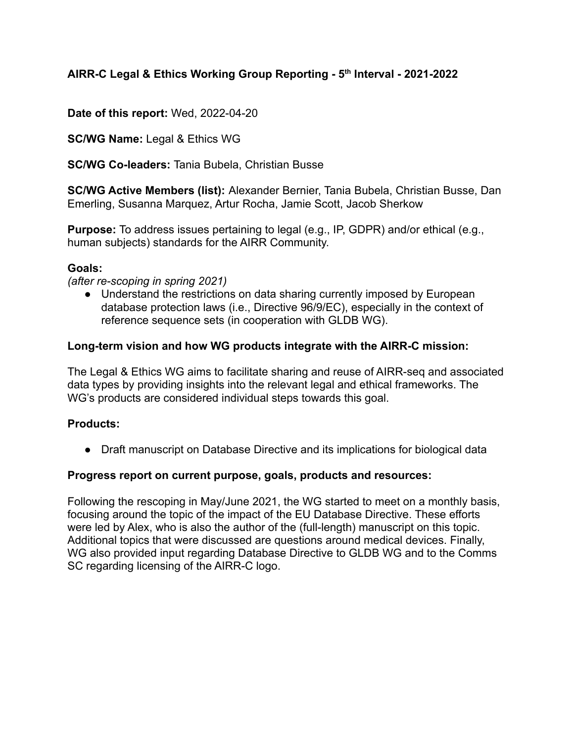**AIRR-C Legal & Ethics Working Group Reporting - 5th Interval - 2021-2022**

**Date of this report:** Wed, 2022-04-20

**SC/WG Name:** Legal & Ethics WG

**SC/WG Co-leaders:** Tania Bubela, Christian Busse

**SC/WG Active Members (list):** Alexander Bernier, Tania Bubela, Christian Busse, Dan Emerling, Susanna Marquez, Artur Rocha, Jamie Scott, Jacob Sherkow

**Purpose:** To address issues pertaining to legal (e.g., IP, GDPR) and/or ethical (e.g., human subjects) standards for the AIRR Community.

**Goals:**

*(after re-scoping in spring 2021)*

- Understand the restrictions on data sharing currently imposed by European database protection laws (i.e., Directive 96/9/EC), especially in the context of reference sequence sets (in cooperation with GLDB WG).

**Long-term vision and how WG products integrate with the AIRR-C mission:**

The Legal & Ethics WG aims to facilitate sharing and reuse of AIRR-seq and associated data types by providing insights into the relevant legal and ethical frameworks. The WG's products are considered individual steps towards this goal.

**Products:**

- Draft manuscript on Database Directive and its implications for biological data

**Progress report on current purpose, goals, products and resources:**

Following the rescoping in May/June 2021, the WG started to meet on a monthly basis, focusing around the topic of the impact of the EU Database Directive. These efforts were led by Alex, who is also the author of the (full-length) manuscript on this topic. Additional topics that were discussed are questions around medical devices. Finally, WG also provided input regarding Database Directive to GLDB WG and to the Comms SC regarding licensing of the AIRR-C logo.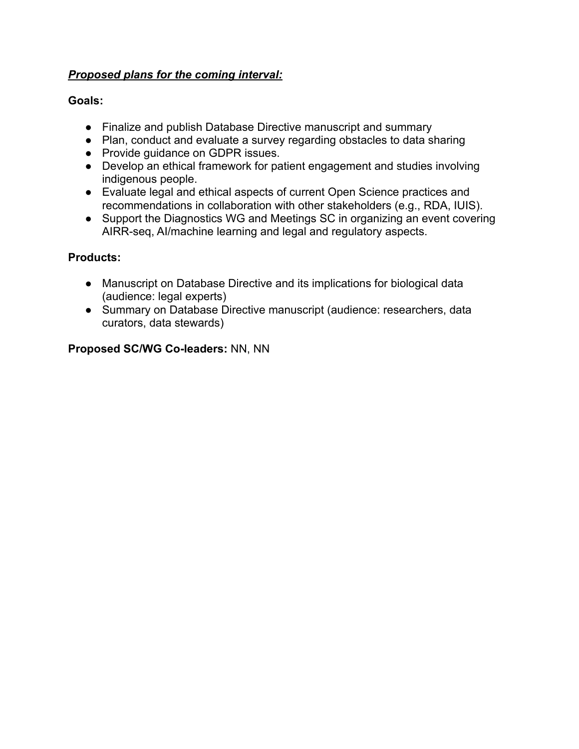***Proposed plans for the coming interval:***

**Goals:**

- Finalize and publish Database Directive manuscript and summary
- Plan, conduct and evaluate a survey regarding obstacles to data sharing
- Provide guidance on GDPR issues.
- Develop an ethical framework for patient engagement and studies involving indigenous people.
- Evaluate legal and ethical aspects of current Open Science practices and recommendations in collaboration with other stakeholders (e.g., RDA, IUIS).
- Support the Diagnostics WG and Meetings SC in organizing an event covering AIRR-seq, AI/machine learning and legal and regulatory aspects.

**Products:**

- Manuscript on Database Directive and its implications for biological data (audience: legal experts)
- Summary on Database Directive manuscript (audience: researchers, data curators, data stewards)

**Proposed SC/WG Co-leaders:** NN, NN